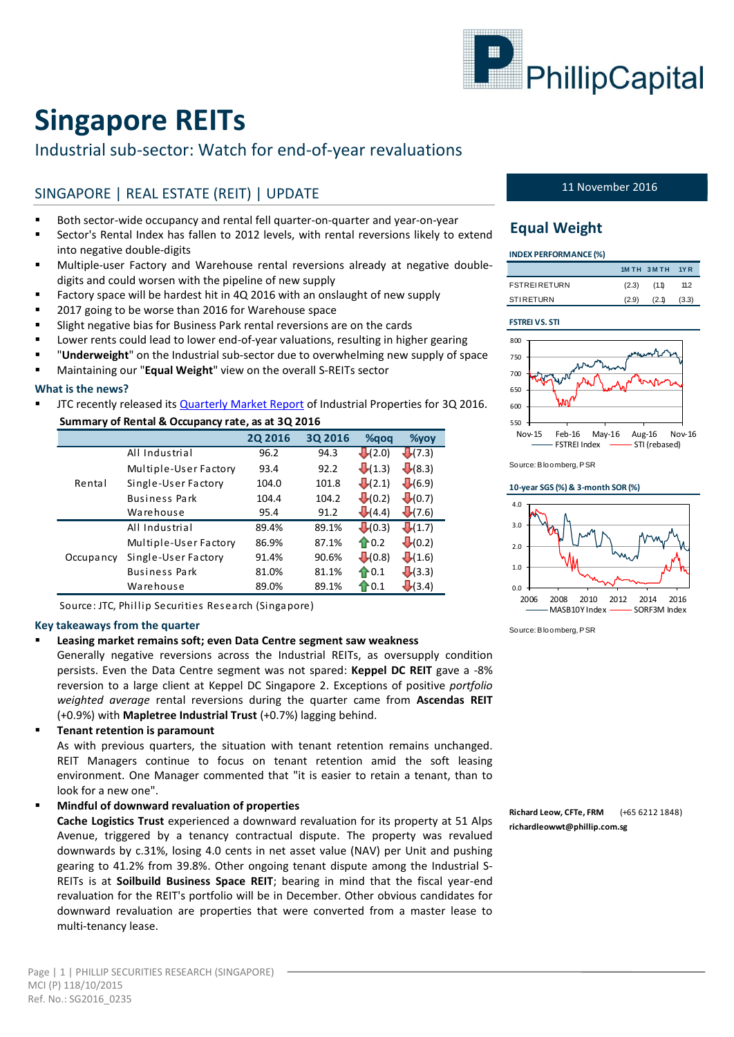# Singapore REITs

Industrial sub-sector: Watch for end-of-year revaluations

## SINGAPORE | REAL ESTATE (REIT) | UPDATE

- Both sector-wide occupancy and rental fell quarter-on-quarter and year-on-year
- Sector's Rental Index has fallen to 2012 levels, with rental reversions likely to extend into negative double-digits
- Multiple-user Factory and Warehouse rental reversions already at negative double-digits and could worsen with the pipeline of new supply
- Factory space will be hardest hit in 4Q 2016 with an onslaught of new supply
- 2017 going to be worse than 2016 for Warehouse space
- Slight negative bias for Business Park rental reversions are on the cards
- Lower rents could lead to lower end-of-year valuations, resulting in higher gearing
- "**Underweight**" on the Industrial sub-sector due to overwhelming new supply of space
- Maintaining our "**Equal Weight**" view on the overall S-REITs sector

### What is the news?

- JTC recently released its Quarterly Market Report of Industrial Properties for 3Q 2016.

**Summary of Rental & Occupancy rate, as at 3Q 2016**

| | | 2Q 2016 | 3Q 2016 | %qoq | %yoy |
|---|---|---|---|---|---|
| Rental | All Industrial | 96.2 | 94.3 | ↓(2.0) | ↓(7.3) |
| | Multiple-User Factory | 93.4 | 92.2 | ↓(1.3) | ↓(8.3) |
| | Single-User Factory | 104.0 | 101.8 | ↓(2.1) | ↓(6.9) |
| | Business Park | 104.4 | 104.2 | ↓(0.2) | ↓(0.7) |
| | Warehouse | 95.4 | 91.2 | ↓(4.4) | ↓(7.6) |
| Occupancy | All Industrial | 89.4% | 89.1% | ↓(0.3) | ↓(1.7) |
| | Multiple-User Factory | 86.9% | 87.1% | ↑0.2 | ↓(0.2) |
| | Single-User Factory | 91.4% | 90.6% | ↓(0.8) | ↓(1.6) |
| | Business Park | 81.0% | 81.1% | ↑0.1 | ↓(3.3) |
| | Warehouse | 89.0% | 89.1% | ↑0.1 | ↓(3.4) |

Source: JTC, Phillip Securities Research (Singapore)

### Key takeaways from the quarter

- **Leasing market remains soft; even Data Centre segment saw weakness**
  Generally negative reversions across the Industrial REITs, as oversupply condition persists. Even the Data Centre segment was not spared: **Keppel DC REIT** gave a -8% reversion to a large client at Keppel DC Singapore 2. Exceptions of positive *portfolio weighted average* rental reversions during the quarter came from **Ascendas REIT** (+0.9%) with **Mapletree Industrial Trust** (+0.7%) lagging behind.
- **Tenant retention is paramount**
  As with previous quarters, the situation with tenant retention remains unchanged. REIT Managers continue to focus on tenant retention amid the soft leasing environment. One Manager commented that "it is easier to retain a tenant, than to look for a new one".
- **Mindful of downward revaluation of properties**
  **Cache Logistics Trust** experienced a downward revaluation for its property at 51 Alps Avenue, triggered by a tenancy contractual dispute. The property was revalued downwards by c.31%, losing 4.0 cents in net asset value (NAV) per Unit and pushing gearing to 41.2% from 39.8%. Other ongoing tenant dispute among the Industrial S-REITs is at **Soilbuild Business Space REIT**; bearing in mind that the fiscal year-end revaluation for the REIT's portfolio will be in December. Other obvious candidates for downward revaluation are properties that were converted from a master lease to multi-tenancy lease.

11 November 2016

## Equal Weight

**INDEX PERFORMANCE (%)**

| | 1MTH | 3MTH | 1YR |
|---|---|---|---|
| FSTREI RETURN | (2.3) | (1.1) | 11.2 |
| STI RETURN | (2.9) | (2.1) | (3.3) |

**FSTREI VS. STI**

Source: Bloomberg, PSR

**10-year SGS (%) & 3-month SOR (%)**

Source: Bloomberg, PSR

**Richard Leow, CFTe, FRM** (+65 6212 1848)
**richardleowwt@phillip.com.sg**

MCI (P) 118/10/2015
Ref. No.: SG2016_0235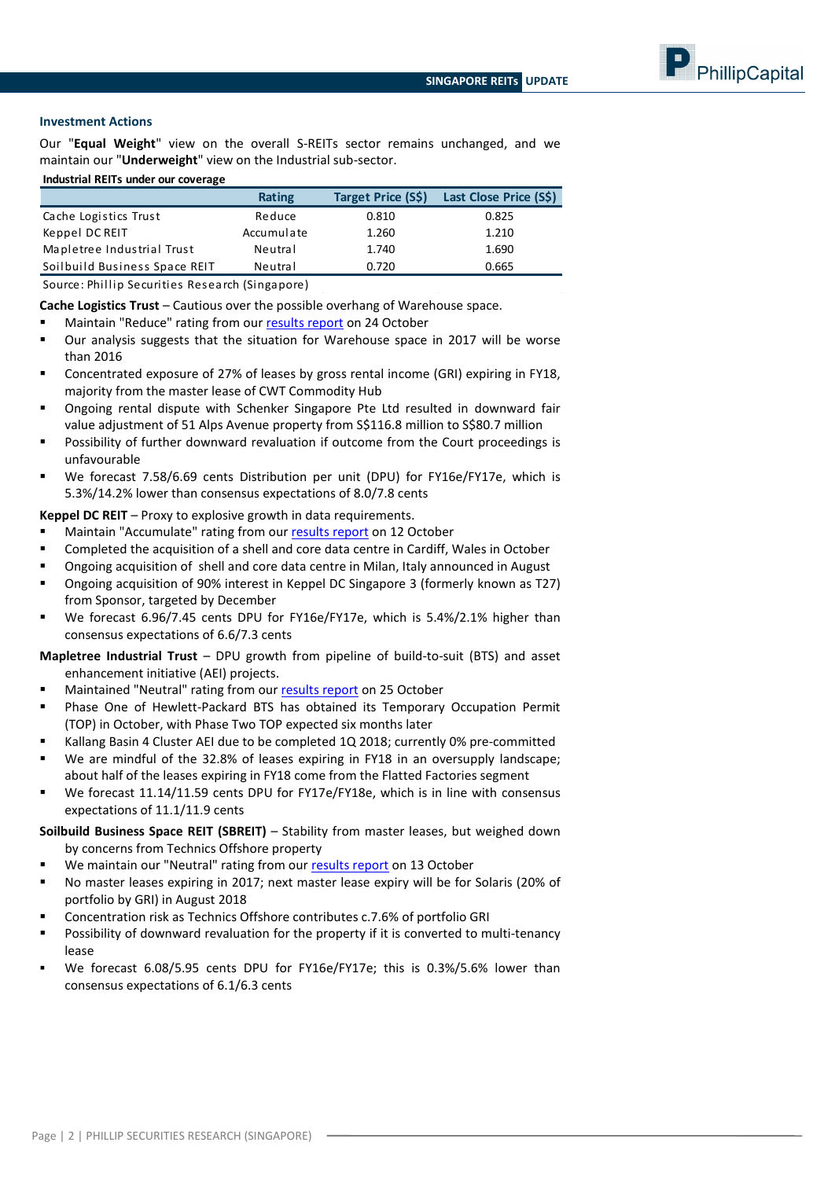## Investment Actions

Our "**Equal Weight**" view on the overall S-REITs sector remains unchanged, and we maintain our "**Underweight**" view on the Industrial sub-sector.

**Industrial REITs under our coverage**

| | Rating | Target Price (S$) | Last Close Price (S$) |
|---|---|---|---|
| Cache Logistics Trust | Reduce | 0.810 | 0.825 |
| Keppel DC REIT | Accumulate | 1.260 | 1.210 |
| Mapletree Industrial Trust | Neutral | 1.740 | 1.690 |
| Soilbuild Business Space REIT | Neutral | 0.720 | 0.665 |

Source: Phillip Securities Research (Singapore)

**Cache Logistics Trust** – Cautious over the possible overhang of Warehouse space.

- Maintain "Reduce" rating from our results report on 24 October
- Our analysis suggests that the situation for Warehouse space in 2017 will be worse than 2016
- Concentrated exposure of 27% of leases by gross rental income (GRI) expiring in FY18, majority from the master lease of CWT Commodity Hub
- Ongoing rental dispute with Schenker Singapore Pte Ltd resulted in downward fair value adjustment of 51 Alps Avenue property from S$116.8 million to S$80.7 million
- Possibility of further downward revaluation if outcome from the Court proceedings is unfavourable
- We forecast 7.58/6.69 cents Distribution per unit (DPU) for FY16e/FY17e, which is 5.3%/14.2% lower than consensus expectations of 8.0/7.8 cents

**Keppel DC REIT** – Proxy to explosive growth in data requirements.

- Maintain "Accumulate" rating from our results report on 12 October
- Completed the acquisition of a shell and core data centre in Cardiff, Wales in October
- Ongoing acquisition of shell and core data centre in Milan, Italy announced in August
- Ongoing acquisition of 90% interest in Keppel DC Singapore 3 (formerly known as T27) from Sponsor, targeted by December
- We forecast 6.96/7.45 cents DPU for FY16e/FY17e, which is 5.4%/2.1% higher than consensus expectations of 6.6/7.3 cents

**Mapletree Industrial Trust** – DPU growth from pipeline of build-to-suit (BTS) and asset enhancement initiative (AEI) projects.

- Maintained "Neutral" rating from our results report on 25 October
- Phase One of Hewlett-Packard BTS has obtained its Temporary Occupation Permit (TOP) in October, with Phase Two TOP expected six months later
- Kallang Basin 4 Cluster AEI due to be completed 1Q 2018; currently 0% pre-committed
- We are mindful of the 32.8% of leases expiring in FY18 in an oversupply landscape; about half of the leases expiring in FY18 come from the Flatted Factories segment
- We forecast 11.14/11.59 cents DPU for FY17e/FY18e, which is in line with consensus expectations of 11.1/11.9 cents

**Soilbuild Business Space REIT (SBREIT)** – Stability from master leases, but weighed down by concerns from Technics Offshore property

- We maintain our "Neutral" rating from our results report on 13 October
- No master leases expiring in 2017; next master lease expiry will be for Solaris (20% of portfolio by GRI) in August 2018
- Concentration risk as Technics Offshore contributes c.7.6% of portfolio GRI
- Possibility of downward revaluation for the property if it is converted to multi-tenancy lease
- We forecast 6.08/5.95 cents DPU for FY16e/FY17e; this is 0.3%/5.6% lower than consensus expectations of 6.1/6.3 cents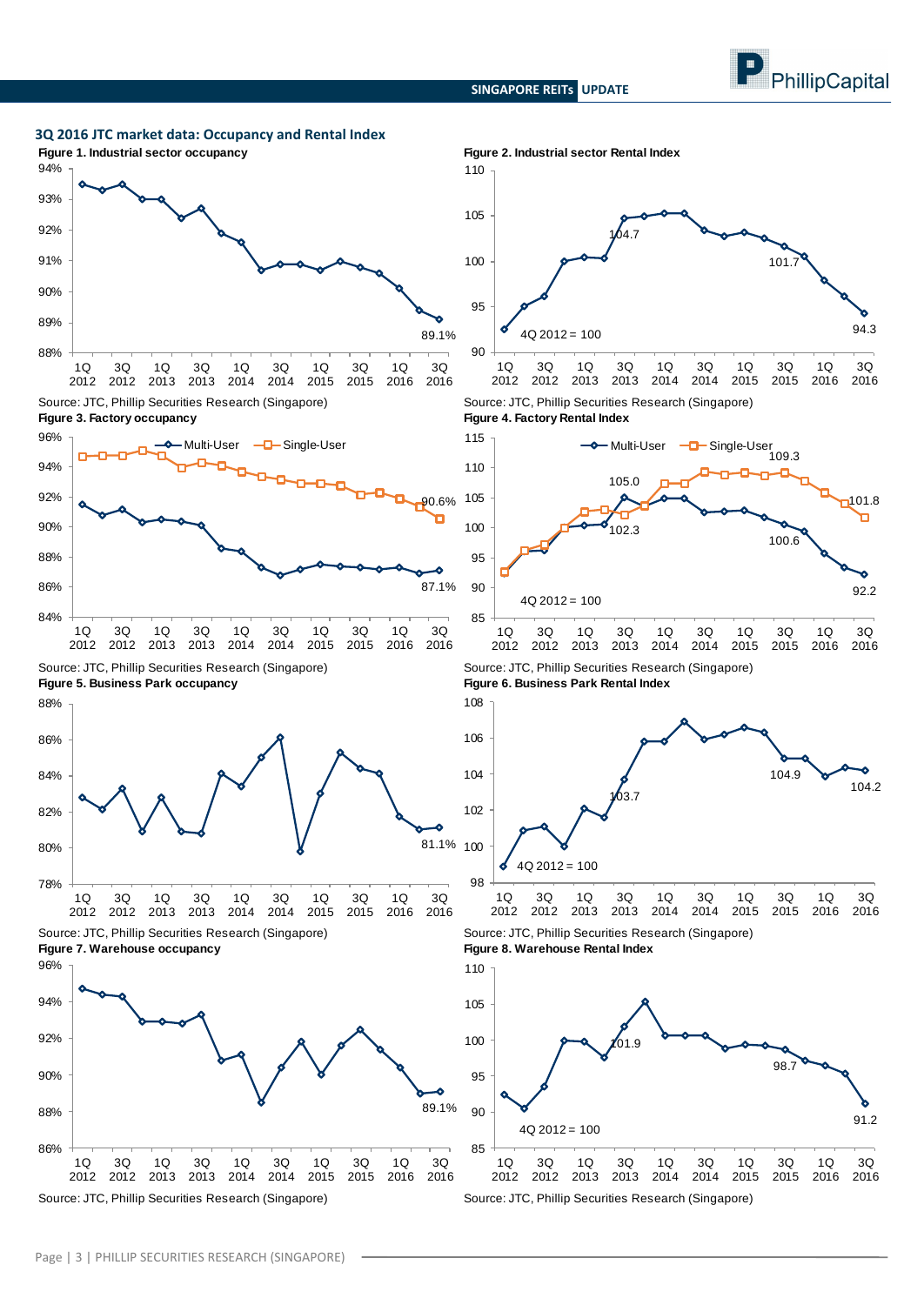## 3Q 2016 JTC market data: Occupancy and Rental Index

**Figure 1. Industrial sector occupancy**

Source: JTC, Phillip Securities Research (Singapore)

**Figure 2. Industrial sector Rental Index**

Source: JTC, Phillip Securities Research (Singapore)

**Figure 3. Factory occupancy**

Source: JTC, Phillip Securities Research (Singapore)

**Figure 4. Factory Rental Index**

Source: JTC, Phillip Securities Research (Singapore)

**Figure 5. Business Park occupancy**

Source: JTC, Phillip Securities Research (Singapore)

**Figure 6. Business Park Rental Index**

Source: JTC, Phillip Securities Research (Singapore)

**Figure 7. Warehouse occupancy**

Source: JTC, Phillip Securities Research (Singapore)

**Figure 8. Warehouse Rental Index**

Source: JTC, Phillip Securities Research (Singapore)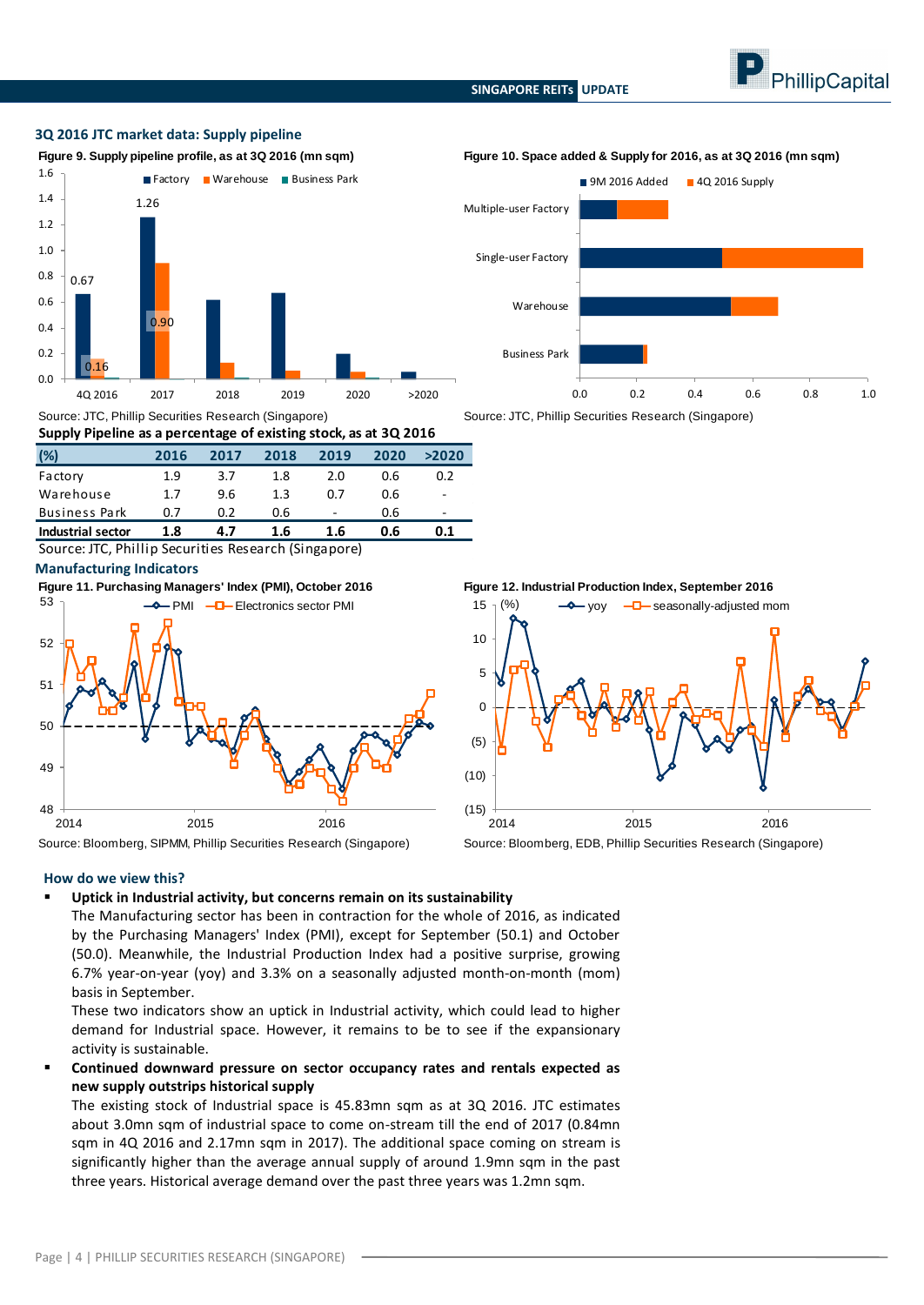## 3Q 2016 JTC market data: Supply pipeline

**Figure 9. Supply pipeline profile, as at 3Q 2016 (mn sqm)**

Source: JTC, Phillip Securities Research (Singapore)

**Figure 10. Space added & Supply for 2016, as at 3Q 2016 (mn sqm)**

Source: JTC, Phillip Securities Research (Singapore)

**Supply Pipeline as a percentage of existing stock, as at 3Q 2016**

| (%) | 2016 | 2017 | 2018 | 2019 | 2020 | >2020 |
|---|---|---|---|---|---|---|
| Factory | 1.9 | 3.7 | 1.8 | 2.0 | 0.6 | 0.2 |
| Warehouse | 1.7 | 9.6 | 1.3 | 0.7 | 0.6 | - |
| Business Park | 0.7 | 0.2 | 0.6 | - | 0.6 | - |
| **Industrial sector** | **1.8** | **4.7** | **1.6** | **1.6** | **0.6** | **0.1** |

Source: JTC, Phillip Securities Research (Singapore)

## Manufacturing Indicators

**Figure 11. Purchasing Managers' Index (PMI), October 2016**

Source: Bloomberg, SIPMM, Phillip Securities Research (Singapore)

**Figure 12. Industrial Production Index, September 2016**

Source: Bloomberg, EDB, Phillip Securities Research (Singapore)

### How do we view this?

- **Uptick in Industrial activity, but concerns remain on its sustainability**
  The Manufacturing sector has been in contraction for the whole of 2016, as indicated by the Purchasing Managers' Index (PMI), except for September (50.1) and October (50.0). Meanwhile, the Industrial Production Index had a positive surprise, growing 6.7% year-on-year (yoy) and 3.3% on a seasonally adjusted month-on-month (mom) basis in September.
  These two indicators show an uptick in Industrial activity, which could lead to higher demand for Industrial space. However, it remains to be to see if the expansionary activity is sustainable.
- **Continued downward pressure on sector occupancy rates and rentals expected as new supply outstrips historical supply**
  The existing stock of Industrial space is 45.83mn sqm as at 3Q 2016. JTC estimates about 3.0mn sqm of industrial space to come on-stream till the end of 2017 (0.84mn sqm in 4Q 2016 and 2.17mn sqm in 2017). The additional space coming on stream is significantly higher than the average annual supply of around 1.9mn sqm in the past three years. Historical average demand over the past three years was 1.2mn sqm.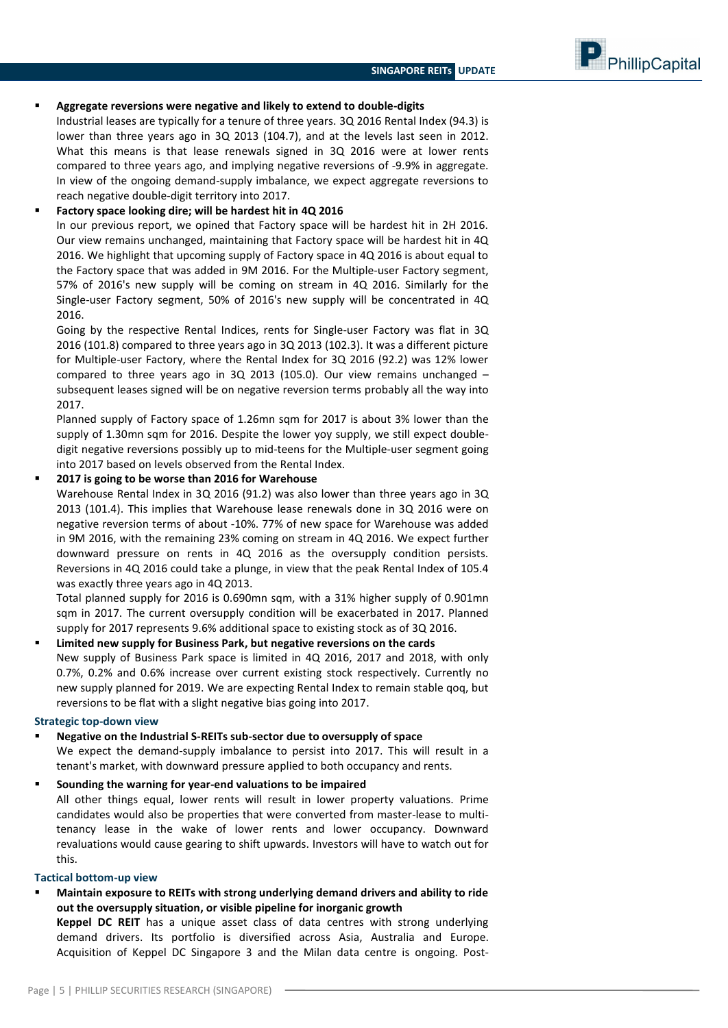- **Aggregate reversions were negative and likely to extend to double-digits**
  Industrial leases are typically for a tenure of three years. 3Q 2016 Rental Index (94.3) is lower than three years ago in 3Q 2013 (104.7), and at the levels last seen in 2012. What this means is that lease renewals signed in 3Q 2016 were at lower rents compared to three years ago, and implying negative reversions of -9.9% in aggregate. In view of the ongoing demand-supply imbalance, we expect aggregate reversions to reach negative double-digit territory into 2017.

- **Factory space looking dire; will be hardest hit in 4Q 2016**
  In our previous report, we opined that Factory space will be hardest hit in 2H 2016. Our view remains unchanged, maintaining that Factory space will be hardest hit in 4Q 2016. We highlight that upcoming supply of Factory space in 4Q 2016 is about equal to the Factory space that was added in 9M 2016. For the Multiple-user Factory segment, 57% of 2016's new supply will be coming on stream in 4Q 2016. Similarly for the Single-user Factory segment, 50% of 2016's new supply will be concentrated in 4Q 2016.

  Going by the respective Rental Indices, rents for Single-user Factory was flat in 3Q 2016 (101.8) compared to three years ago in 3Q 2013 (102.3). It was a different picture for Multiple-user Factory, where the Rental Index for 3Q 2016 (92.2) was 12% lower compared to three years ago in 3Q 2013 (105.0). Our view remains unchanged – subsequent leases signed will be on negative reversion terms probably all the way into 2017.

  Planned supply of Factory space of 1.26mn sqm for 2017 is about 3% lower than the supply of 1.30mn sqm for 2016. Despite the lower yoy supply, we still expect double-digit negative reversions possibly up to mid-teens for the Multiple-user segment going into 2017 based on levels observed from the Rental Index.

- **2017 is going to be worse than 2016 for Warehouse**
  Warehouse Rental Index in 3Q 2016 (91.2) was also lower than three years ago in 3Q 2013 (101.4). This implies that Warehouse lease renewals done in 3Q 2016 were on negative reversion terms of about -10%. 77% of new space for Warehouse was added in 9M 2016, with the remaining 23% coming on stream in 4Q 2016. We expect further downward pressure on rents in 4Q 2016 as the oversupply condition persists. Reversions in 4Q 2016 could take a plunge, in view that the peak Rental Index of 105.4 was exactly three years ago in 4Q 2013.

  Total planned supply for 2016 is 0.690mn sqm, with a 31% higher supply of 0.901mn sqm in 2017. The current oversupply condition will be exacerbated in 2017. Planned supply for 2017 represents 9.6% additional space to existing stock as of 3Q 2016.

- **Limited new supply for Business Park, but negative reversions on the cards**
  New supply of Business Park space is limited in 4Q 2016, 2017 and 2018, with only 0.7%, 0.2% and 0.6% increase over current existing stock respectively. Currently no new supply planned for 2019. We are expecting Rental Index to remain stable qoq, but reversions to be flat with a slight negative bias going into 2017.

### Strategic top-down view

- **Negative on the Industrial S-REITs sub-sector due to oversupply of space**
  We expect the demand-supply imbalance to persist into 2017. This will result in a tenant's market, with downward pressure applied to both occupancy and rents.

- **Sounding the warning for year-end valuations to be impaired**
  All other things equal, lower rents will result in lower property valuations. Prime candidates would also be properties that were converted from master-lease to multi-tenancy lease in the wake of lower rents and lower occupancy. Downward revaluations would cause gearing to shift upwards. Investors will have to watch out for this.

### Tactical bottom-up view

- **Maintain exposure to REITs with strong underlying demand drivers and ability to ride out the oversupply situation, or visible pipeline for inorganic growth**
  **Keppel DC REIT** has a unique asset class of data centres with strong underlying demand drivers. Its portfolio is diversified across Asia, Australia and Europe. Acquisition of Keppel DC Singapore 3 and the Milan data centre is ongoing. Post-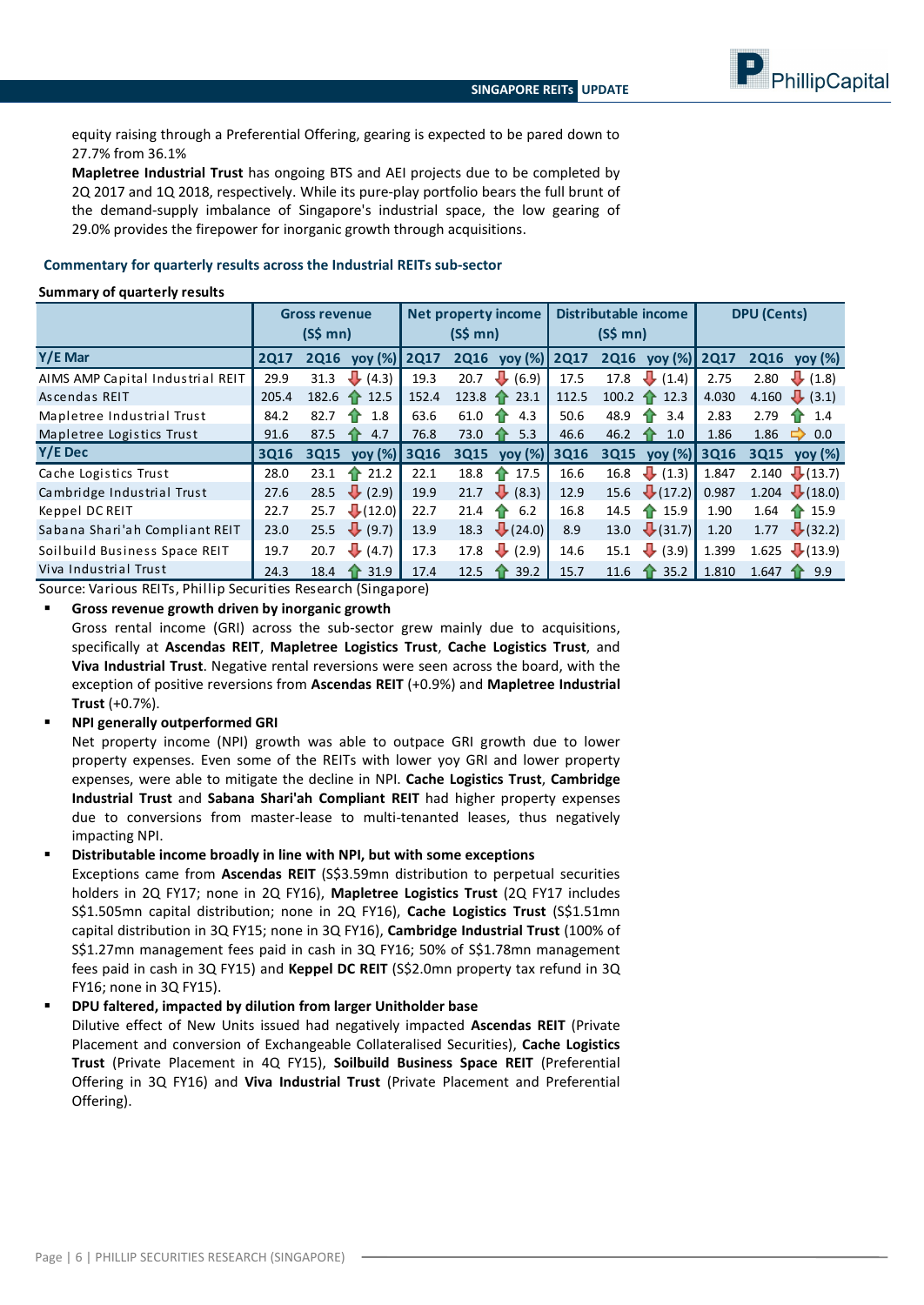equity raising through a Preferential Offering, gearing is expected to be pared down to 27.7% from 36.1%

**Mapletree Industrial Trust** has ongoing BTS and AEI projects due to be completed by 2Q 2017 and 1Q 2018, respectively. While its pure-play portfolio bears the full brunt of the demand-supply imbalance of Singapore's industrial space, the low gearing of 29.0% provides the firepower for inorganic growth through acquisitions.

### Commentary for quarterly results across the Industrial REITs sub-sector

**Summary of quarterly results**

| | Gross revenue (S$ mn) | | | Net property income (S$ mn) | | | Distributable income (S$ mn) | | | DPU (Cents) | | |
|---|---|---|---|---|---|---|---|---|---|---|---|---|
| **Y/E Mar** | **2Q17** | **2Q16** | **yoy (%)** | **2Q17** | **2Q16** | **yoy (%)** | **2Q17** | **2Q16** | **yoy (%)** | **2Q17** | **2Q16** | **yoy (%)** |
| AIMS AMP Capital Industrial REIT | 29.9 | 31.3 | ↓ (4.3) | 19.3 | 20.7 | ↓ (6.9) | 17.5 | 17.8 | ↓ (1.4) | 2.75 | 2.80 | ↓ (1.8) |
| Ascendas REIT | 205.4 | 182.6 | ↑ 12.5 | 152.4 | 123.8 | ↑ 23.1 | 112.5 | 100.2 | ↑ 12.3 | 4.030 | 4.160 | ↓ (3.1) |
| Mapletree Industrial Trust | 84.2 | 82.7 | ↑ 1.8 | 63.6 | 61.0 | ↑ 4.3 | 50.6 | 48.9 | ↑ 3.4 | 2.83 | 2.79 | ↑ 1.4 |
| Mapletree Logistics Trust | 91.6 | 87.5 | ↑ 4.7 | 76.8 | 73.0 | ↑ 5.3 | 46.6 | 46.2 | ↑ 1.0 | 1.86 | 1.86 | ⇨ 0.0 |
| **Y/E Dec** | **3Q16** | **3Q15** | **yoy (%)** | **3Q16** | **3Q15** | **yoy (%)** | **3Q16** | **3Q15** | **yoy (%)** | **3Q16** | **3Q15** | **yoy (%)** |
| Cache Logistics Trust | 28.0 | 23.1 | ↑ 21.2 | 22.1 | 18.8 | ↑ 17.5 | 16.6 | 16.8 | ↓ (1.3) | 1.847 | 2.140 | ↓ (13.7) |
| Cambridge Industrial Trust | 27.6 | 28.5 | ↓ (2.9) | 19.9 | 21.7 | ↓ (8.3) | 12.9 | 15.6 | ↓ (17.2) | 0.987 | 1.204 | ↓ (18.0) |
| Keppel DC REIT | 22.7 | 25.7 | ↓ (12.0) | 22.7 | 21.4 | ↑ 6.2 | 16.8 | 14.5 | ↑ 15.9 | 1.90 | 1.64 | ↑ 15.9 |
| Sabana Shari'ah Compliant REIT | 23.0 | 25.5 | ↓ (9.7) | 13.9 | 18.3 | ↓ (24.0) | 8.9 | 13.0 | ↓ (31.7) | 1.20 | 1.77 | ↓ (32.2) |
| Soilbuild Business Space REIT | 19.7 | 20.7 | ↓ (4.7) | 17.3 | 17.8 | ↓ (2.9) | 14.6 | 15.1 | ↓ (3.9) | 1.399 | 1.625 | ↓ (13.9) |
| Viva Industrial Trust | 24.3 | 18.4 | ↑ 31.9 | 17.4 | 12.5 | ↑ 39.2 | 15.7 | 11.6 | ↑ 35.2 | 1.810 | 1.647 | ↑ 9.9 |

Source: Various REITs, Phillip Securities Research (Singapore)

- **Gross revenue growth driven by inorganic growth**

  Gross rental income (GRI) across the sub-sector grew mainly due to acquisitions, specifically at **Ascendas REIT**, **Mapletree Logistics Trust**, **Cache Logistics Trust**, and **Viva Industrial Trust**. Negative rental reversions were seen across the board, with the exception of positive reversions from **Ascendas REIT** (+0.9%) and **Mapletree Industrial Trust** (+0.7%).

- **NPI generally outperformed GRI**

  Net property income (NPI) growth was able to outpace GRI growth due to lower property expenses. Even some of the REITs with lower yoy GRI and lower property expenses, were able to mitigate the decline in NPI. **Cache Logistics Trust**, **Cambridge Industrial Trust** and **Sabana Shari'ah Compliant REIT** had higher property expenses due to conversions from master-lease to multi-tenanted leases, thus negatively impacting NPI.

- **Distributable income broadly in line with NPI, but with some exceptions**

  Exceptions came from **Ascendas REIT** (S$3.59mn distribution to perpetual securities holders in 2Q FY17; none in 2Q FY16), **Mapletree Logistics Trust** (2Q FY17 includes S$1.505mn capital distribution; none in 2Q FY16), **Cache Logistics Trust** (S$1.51mn capital distribution in 3Q FY15; none in 3Q FY16), **Cambridge Industrial Trust** (100% of S$1.27mn management fees paid in cash in 3Q FY16; 50% of S$1.78mn management fees paid in cash in 3Q FY15) and **Keppel DC REIT** (S$2.0mn property tax refund in 3Q FY16; none in 3Q FY15).

- **DPU faltered, impacted by dilution from larger Unitholder base**

  Dilutive effect of New Units issued had negatively impacted **Ascendas REIT** (Private Placement and conversion of Exchangeable Collateralised Securities), **Cache Logistics Trust** (Private Placement in 4Q FY15), **Soilbuild Business Space REIT** (Preferential Offering in 3Q FY16) and **Viva Industrial Trust** (Private Placement and Preferential Offering).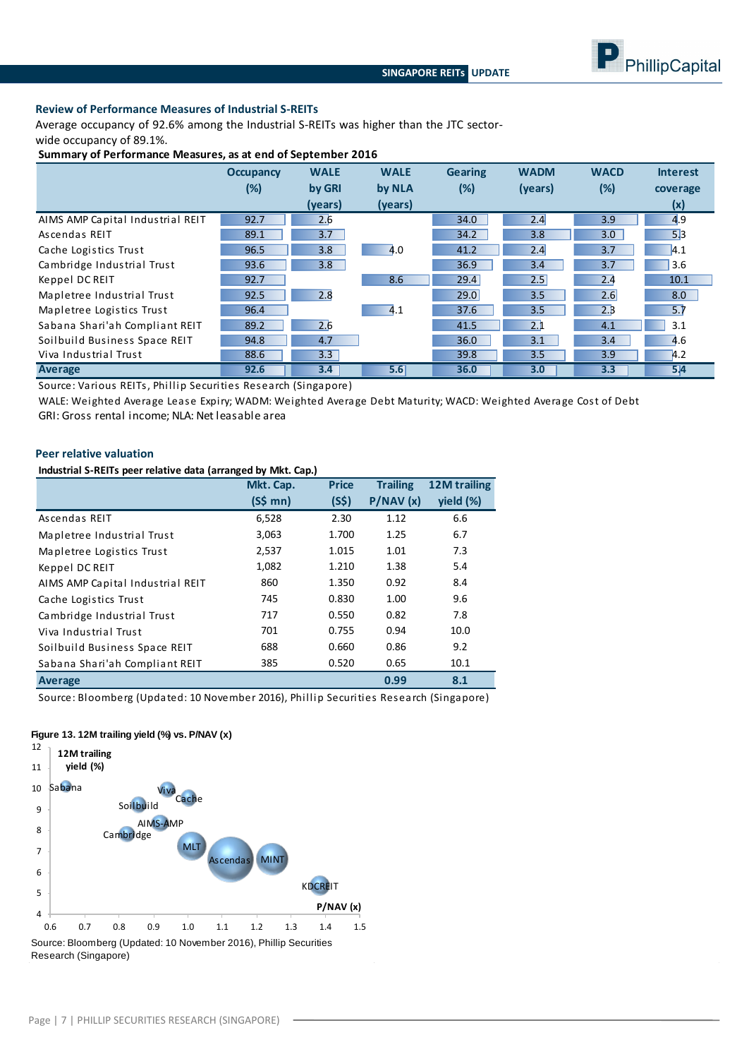### Review of Performance Measures of Industrial S-REITs

Average occupancy of 92.6% among the Industrial S-REITs was higher than the JTC sector-wide occupancy of 89.1%.

**Summary of Performance Measures, as at end of September 2016**

| | Occupancy (%) | WALE by GRI (years) | WALE by NLA (years) | Gearing (%) | WADM (years) | WACD (%) | Interest coverage (x) |
|---|---|---|---|---|---|---|---|
| AIMS AMP Capital Industrial REIT | 92.7 | 2.6 | | 34.0 | 2.4 | 3.9 | 4.9 |
| Ascendas REIT | 89.1 | 3.7 | | 34.2 | 3.8 | 3.0 | 5.3 |
| Cache Logistics Trust | 96.5 | 3.8 | 4.0 | 41.2 | 2.4 | 3.7 | 4.1 |
| Cambridge Industrial Trust | 93.6 | 3.8 | | 36.9 | 3.4 | 3.7 | 3.6 |
| Keppel DC REIT | 92.7 | | 8.6 | 29.4 | 2.5 | 2.4 | 10.1 |
| Mapletree Industrial Trust | 92.5 | 2.8 | | 29.0 | 3.5 | 2.6 | 8.0 |
| Mapletree Logistics Trust | 96.4 | | 4.1 | 37.6 | 3.5 | 2.3 | 5.7 |
| Sabana Shari'ah Compliant REIT | 89.2 | 2.6 | | 41.5 | 2.1 | 4.1 | 3.1 |
| Soilbuild Business Space REIT | 94.8 | 4.7 | | 36.0 | 3.1 | 3.4 | 4.6 |
| Viva Industrial Trust | 88.6 | 3.3 | | 39.8 | 3.5 | 3.9 | 4.2 |
| **Average** | **92.6** | **3.4** | **5.6** | **36.0** | **3.0** | **3.3** | **5.4** |

Source: Various REITs, Phillip Securities Research (Singapore)

WALE: Weighted Average Lease Expiry; WADM: Weighted Average Debt Maturity; WACD: Weighted Average Cost of Debt

GRI: Gross rental income; NLA: Net leasable area

### Peer relative valuation

**Industrial S-REITs peer relative data (arranged by Mkt. Cap.)**

| | Mkt. Cap. (S$ mn) | Price (S$) | Trailing P/NAV (x) | 12M trailing yield (%) |
|---|---|---|---|---|
| Ascendas REIT | 6,528 | 2.30 | 1.12 | 6.6 |
| Mapletree Industrial Trust | 3,063 | 1.700 | 1.25 | 6.7 |
| Mapletree Logistics Trust | 2,537 | 1.015 | 1.01 | 7.3 |
| Keppel DC REIT | 1,082 | 1.210 | 1.38 | 5.4 |
| AIMS AMP Capital Industrial REIT | 860 | 1.350 | 0.92 | 8.4 |
| Cache Logistics Trust | 745 | 0.830 | 1.00 | 9.6 |
| Cambridge Industrial Trust | 717 | 0.550 | 0.82 | 7.8 |
| Viva Industrial Trust | 701 | 0.755 | 0.94 | 10.0 |
| Soilbuild Business Space REIT | 688 | 0.660 | 0.86 | 9.2 |
| Sabana Shari'ah Compliant REIT | 385 | 0.520 | 0.65 | 10.1 |
| **Average** | | | **0.99** | **8.1** |

Source: Bloomberg (Updated: 10 November 2016), Phillip Securities Research (Singapore)

**Figure 13. 12M trailing yield (%) vs. P/NAV (x)**

Source: Bloomberg (Updated: 10 November 2016), Phillip Securities Research (Singapore)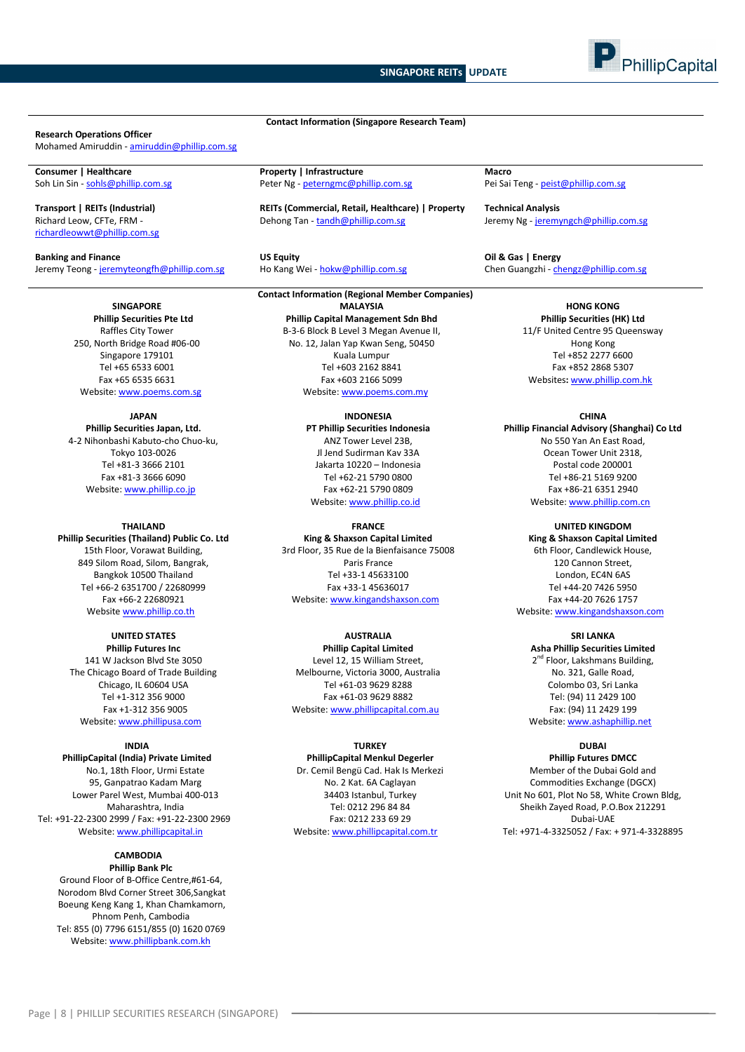## Contact Information (Singapore Research Team)

**Research Operations Officer**
Mohamed Amiruddin - amiruddin@phillip.com.sg

**Consumer | Healthcare**
Soh Lin Sin - sohls@phillip.com.sg

**Property | Infrastructure**
Peter Ng - peterngmc@phillip.com.sg

**Macro**
Pei Sai Teng - peist@phillip.com.sg

**Transport | REITs (Industrial)**
Richard Leow, CFTe, FRM - richardleowwt@phillip.com.sg

**REITs (Commercial, Retail, Healthcare) | Property**
Dehong Tan - tandh@phillip.com.sg

**Technical Analysis**
Jeremy Ng - jeremyngch@phillip.com.sg

**Banking and Finance**
Jeremy Teong - jeremyteongfh@phillip.com.sg

**US Equity**
Ho Kang Wei - hokw@phillip.com.sg

**Oil & Gas | Energy**
Chen Guangzhi - chengz@phillip.com.sg

## Contact Information (Regional Member Companies)

**SINGAPORE**
**Phillip Securities Pte Ltd**
Raffles City Tower
250, North Bridge Road #06-00
Singapore 179101
Tel +65 6533 6001
Fax +65 6535 6631
Website: www.poems.com.sg

**MALAYSIA**
**Phillip Capital Management Sdn Bhd**
B-3-6 Block B Level 3 Megan Avenue II,
No. 12, Jalan Yap Kwan Seng, 50450
Kuala Lumpur
Tel +603 2162 8841
Fax +603 2166 5099
Website: www.poems.com.my

**HONG KONG**
**Phillip Securities (HK) Ltd**
11/F United Centre 95 Queensway
Hong Kong
Tel +852 2277 6600
Fax +852 2868 5307
Websites: www.phillip.com.hk

**JAPAN**
**Phillip Securities Japan, Ltd.**
4-2 Nihonbashi Kabuto-cho Chuo-ku,
Tokyo 103-0026
Tel +81-3 3666 2101
Fax +81-3 3666 6090
Website: www.phillip.co.jp

**INDONESIA**
**PT Phillip Securities Indonesia**
ANZ Tower Level 23B,
Jl Jend Sudirman Kav 33A
Jakarta 10220 – Indonesia
Tel +62-21 5790 0800
Fax +62-21 5790 0809
Website: www.phillip.co.id

**CHINA**
**Phillip Financial Advisory (Shanghai) Co Ltd**
No 550 Yan An East Road,
Ocean Tower Unit 2318,
Postal code 200001
Tel +86-21 5169 9200
Fax +86-21 6351 2940
Website: www.phillip.com.cn

**THAILAND**
**Phillip Securities (Thailand) Public Co. Ltd**
15th Floor, Vorawat Building,
849 Silom Road, Silom, Bangrak,
Bangkok 10500 Thailand
Tel +66-2 6351700 / 22680999
Fax +66-2 22680921
Website www.phillip.co.th

**FRANCE**
**King & Shaxson Capital Limited**
3rd Floor, 35 Rue de la Bienfaisance 75008
Paris France
Tel +33-1 45633100
Fax +33-1 45636017
Website: www.kingandshaxson.com

**UNITED KINGDOM**
**King & Shaxson Capital Limited**
6th Floor, Candlewick House,
120 Cannon Street,
London, EC4N 6AS
Tel +44-20 7426 5950
Fax +44-20 7626 1757
Website: www.kingandshaxson.com

**UNITED STATES**
**Phillip Futures Inc**
141 W Jackson Blvd Ste 3050
The Chicago Board of Trade Building
Chicago, IL 60604 USA
Tel +1-312 356 9000
Fax +1-312 356 9005
Website: www.phillipusa.com

**AUSTRALIA**
**Phillip Capital Limited**
Level 12, 15 William Street,
Melbourne, Victoria 3000, Australia
Tel +61-03 9629 8288
Fax +61-03 9629 8882
Website: www.phillipcapital.com.au

**SRI LANKA**
**Asha Phillip Securities Limited**
2nd Floor, Lakshmans Building,
No. 321, Galle Road,
Colombo 03, Sri Lanka
Tel: (94) 11 2429 100
Fax: (94) 11 2429 199
Website: www.ashaphillip.net

**INDIA**
**PhillipCapital (India) Private Limited**
No.1, 18th Floor, Urmi Estate
95, Ganpatrao Kadam Marg
Lower Parel West, Mumbai 400-013
Maharashtra, India
Tel: +91-22-2300 2999 / Fax: +91-22-2300 2969
Website: www.phillipcapital.in

**TURKEY**
**PhillipCapital Menkul Degerler**
Dr. Cemil Bengü Cad. Hak Is Merkezi
No. 2 Kat. 6A Caglayan
34403 Istanbul, Turkey
Tel: 0212 296 84 84
Fax: 0212 233 69 29
Website: www.phillipcapital.com.tr

**DUBAI**
**Phillip Futures DMCC**
Member of the Dubai Gold and
Commodities Exchange (DGCX)
Unit No 601, Plot No 58, White Crown Bldg,
Sheikh Zayed Road, P.O.Box 212291
Dubai-UAE
Tel: +971-4-3325052 / Fax: + 971-4-3328895

**CAMBODIA**
**Phillip Bank Plc**
Ground Floor of B-Office Centre,#61-64,
Norodom Blvd Corner Street 306,Sangkat
Boeung Keng Kang 1, Khan Chamkamorn,
Phnom Penh, Cambodia
Tel: 855 (0) 7796 6151/855 (0) 1620 0769
Website: www.phillipbank.com.kh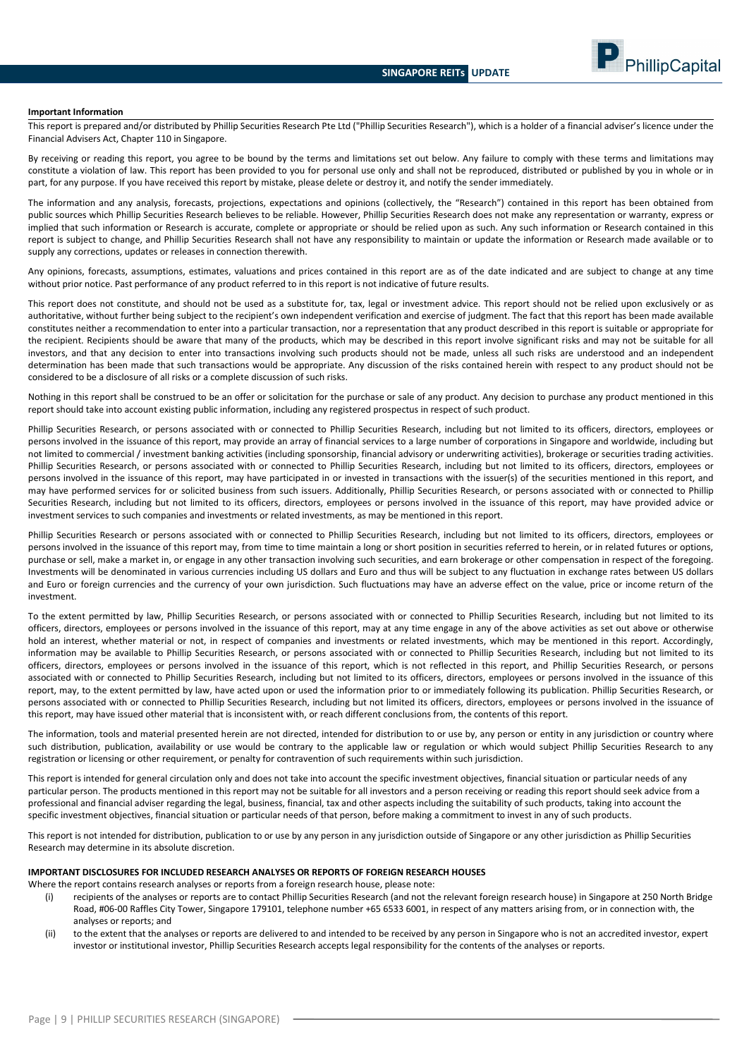**Important Information**

This report is prepared and/or distributed by Phillip Securities Research Pte Ltd ("Phillip Securities Research"), which is a holder of a financial adviser's licence under the Financial Advisers Act, Chapter 110 in Singapore.

By receiving or reading this report, you agree to be bound by the terms and limitations set out below. Any failure to comply with these terms and limitations may constitute a violation of law. This report has been provided to you for personal use only and shall not be reproduced, distributed or published by you in whole or in part, for any purpose. If you have received this report by mistake, please delete or destroy it, and notify the sender immediately.

The information and any analysis, forecasts, projections, expectations and opinions (collectively, the "Research") contained in this report has been obtained from public sources which Phillip Securities Research believes to be reliable. However, Phillip Securities Research does not make any representation or warranty, express or implied that such information or Research is accurate, complete or appropriate or should be relied upon as such. Any such information or Research contained in this report is subject to change, and Phillip Securities Research shall not have any responsibility to maintain or update the information or Research made available or to supply any corrections, updates or releases in connection therewith.

Any opinions, forecasts, assumptions, estimates, valuations and prices contained in this report are as of the date indicated and are subject to change at any time without prior notice. Past performance of any product referred to in this report is not indicative of future results.

This report does not constitute, and should not be used as a substitute for, tax, legal or investment advice. This report should not be relied upon exclusively or as authoritative, without further being subject to the recipient's own independent verification and exercise of judgment. The fact that this report has been made available constitutes neither a recommendation to enter into a particular transaction, nor a representation that any product described in this report is suitable or appropriate for the recipient. Recipients should be aware that many of the products, which may be described in this report involve significant risks and may not be suitable for all investors, and that any decision to enter into transactions involving such products should not be made, unless all such risks are understood and an independent determination has been made that such transactions would be appropriate. Any discussion of the risks contained herein with respect to any product should not be considered to be a disclosure of all risks or a complete discussion of such risks.

Nothing in this report shall be construed to be an offer or solicitation for the purchase or sale of any product. Any decision to purchase any product mentioned in this report should take into account existing public information, including any registered prospectus in respect of such product.

Phillip Securities Research, or persons associated with or connected to Phillip Securities Research, including but not limited to its officers, directors, employees or persons involved in the issuance of this report, may provide an array of financial services to a large number of corporations in Singapore and worldwide, including but not limited to commercial / investment banking activities (including sponsorship, financial advisory or underwriting activities), brokerage or securities trading activities. Phillip Securities Research, or persons associated with or connected to Phillip Securities Research, including but not limited to its officers, directors, employees or persons involved in the issuance of this report, may have participated in or invested in transactions with the issuer(s) of the securities mentioned in this report, and may have performed services for or solicited business from such issuers. Additionally, Phillip Securities Research, or persons associated with or connected to Phillip Securities Research, including but not limited to its officers, directors, employees or persons involved in the issuance of this report, may have provided advice or investment services to such companies and investments or related investments, as may be mentioned in this report.

Phillip Securities Research or persons associated with or connected to Phillip Securities Research, including but not limited to its officers, directors, employees or persons involved in the issuance of this report may, from time to time maintain a long or short position in securities referred to herein, or in related futures or options, purchase or sell, make a market in, or engage in any other transaction involving such securities, and earn brokerage or other compensation in respect of the foregoing. Investments will be denominated in various currencies including US dollars and Euro and thus will be subject to any fluctuation in exchange rates between US dollars and Euro or foreign currencies and the currency of your own jurisdiction. Such fluctuations may have an adverse effect on the value, price or income return of the investment.

To the extent permitted by law, Phillip Securities Research, or persons associated with or connected to Phillip Securities Research, including but not limited to its officers, directors, employees or persons involved in the issuance of this report, may at any time engage in any of the above activities as set out above or otherwise hold an interest, whether material or not, in respect of companies and investments or related investments, which may be mentioned in this report. Accordingly, information may be available to Phillip Securities Research, or persons associated with or connected to Phillip Securities Research, including but not limited to its officers, directors, employees or persons involved in the issuance of this report, which is not reflected in this report, and Phillip Securities Research, or persons associated with or connected to Phillip Securities Research, including but not limited to its officers, directors, employees or persons involved in the issuance of this report, may, to the extent permitted by law, have acted upon or used the information prior to or immediately following its publication. Phillip Securities Research, or persons associated with or connected to Phillip Securities Research, including but not limited its officers, directors, employees or persons involved in the issuance of this report, may have issued other material that is inconsistent with, or reach different conclusions from, the contents of this report.

The information, tools and material presented herein are not directed, intended for distribution to or use by, any person or entity in any jurisdiction or country where such distribution, publication, availability or use would be contrary to the applicable law or regulation or which would subject Phillip Securities Research to any registration or licensing or other requirement, or penalty for contravention of such requirements within such jurisdiction.

This report is intended for general circulation only and does not take into account the specific investment objectives, financial situation or particular needs of any particular person. The products mentioned in this report may not be suitable for all investors and a person receiving or reading this report should seek advice from a professional and financial adviser regarding the legal, business, financial, tax and other aspects including the suitability of such products, taking into account the specific investment objectives, financial situation or particular needs of that person, before making a commitment to invest in any of such products.

This report is not intended for distribution, publication to or use by any person in any jurisdiction outside of Singapore or any other jurisdiction as Phillip Securities Research may determine in its absolute discretion.

**IMPORTANT DISCLOSURES FOR INCLUDED RESEARCH ANALYSES OR REPORTS OF FOREIGN RESEARCH HOUSES**

Where the report contains research analyses or reports from a foreign research house, please note:

(i) recipients of the analyses or reports are to contact Phillip Securities Research (and not the relevant foreign research house) in Singapore at 250 North Bridge Road, #06-00 Raffles City Tower, Singapore 179101, telephone number +65 6533 6001, in respect of any matters arising from, or in connection with, the analyses or reports; and

(ii) to the extent that the analyses or reports are delivered to and intended to be received by any person in Singapore who is not an accredited investor, expert investor or institutional investor, Phillip Securities Research accepts legal responsibility for the contents of the analyses or reports.